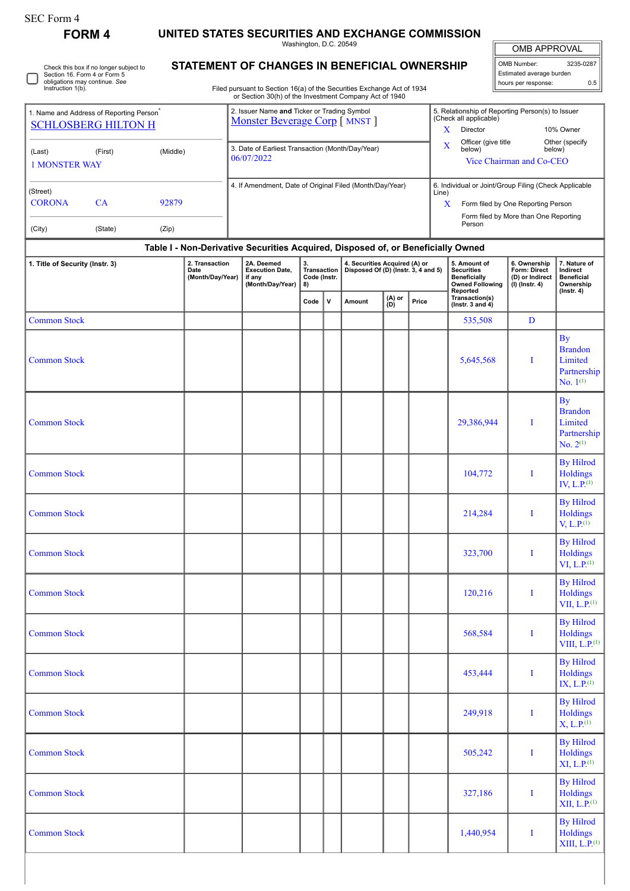SEC Form 4

**FORM 4**

# UNITED STATES SECURITIES AND EXCHANGE COMMISSION

Washington, D.C. 20549

## STATEMENT OF CHANGES IN BENEFICIAL OWNERSHIP

Filed pursuant to Section 16(a) of the Securities Exchange Act of 1934 or Section 30(h) of the Investment Company Act of 1940

| OMB APPROVAL | |
|---|---|
| OMB Number: | 3235-0287 |
| Estimated average burden | |
| hours per response: | 0.5 |

☐ Check this box if no longer subject to Section 16. Form 4 or Form 5 obligations may continue. *See* Instruction 1(b).

| 1. Name and Address of Reporting Person* | 2. Issuer Name and Ticker or Trading Symbol | 5. Relationship of Reporting Person(s) to Issuer (Check all applicable) |
|---|---|---|
| SCHLOSBERG HILTON H | Monster Beverage Corp [ MNST ] | X Director; 10% Owner |
| (Last) (First) (Middle) 1 MONSTER WAY | 3. Date of Earliest Transaction (Month/Day/Year) 06/07/2022 | X Officer (give title below); Other (specify below) Vice Chairman and Co-CEO |
| (Street) CORONA CA 92879 (City) (State) (Zip) | 4. If Amendment, Date of Original Filed (Month/Day/Year) | 6. Individual or Joint/Group Filing (Check Applicable Line) X Form filed by One Reporting Person; Form filed by More than One Reporting Person |

### Table I - Non-Derivative Securities Acquired, Disposed of, or Beneficially Owned

| 1. Title of Security (Instr. 3) | 2. Transaction Date (Month/Day/Year) | 2A. Deemed Execution Date, if any (Month/Day/Year) | 3. Transaction Code (Instr. 8) | | 4. Securities Acquired (A) or Disposed Of (D) (Instr. 3, 4 and 5) | | | 5. Amount of Securities Beneficially Owned Following Reported Transaction(s) (Instr. 3 and 4) | 6. Ownership Form: Direct (D) or Indirect (I) (Instr. 4) | 7. Nature of Indirect Beneficial Ownership (Instr. 4) |
|---|---|---|---|---|---|---|---|---|---|---|
| | | | Code | V | Amount | (A) or (D) | Price | | | |
| Common Stock | | | | | | | | 535,508 | D | |
| Common Stock | | | | | | | | 5,645,568 | I | By Brandon Limited Partnership No. 1[1] |
| Common Stock | | | | | | | | 29,386,944 | I | By Brandon Limited Partnership No. 2[1] |
| Common Stock | | | | | | | | 104,772 | I | By Hilrod Holdings IV, L.P.[1] |
| Common Stock | | | | | | | | 214,284 | I | By Hilrod Holdings V, L.P.[1] |
| Common Stock | | | | | | | | 323,700 | I | By Hilrod Holdings VI, L.P.[1] |
| Common Stock | | | | | | | | 120,216 | I | By Hilrod Holdings VII, L.P.[1] |
| Common Stock | | | | | | | | 568,584 | I | By Hilrod Holdings VIII, L.P.[1] |
| Common Stock | | | | | | | | 453,444 | I | By Hilrod Holdings IX, L.P.[1] |
| Common Stock | | | | | | | | 249,918 | I | By Hilrod Holdings X, L.P.[1] |
| Common Stock | | | | | | | | 505,242 | I | By Hilrod Holdings XI, L.P.[1] |
| Common Stock | | | | | | | | 327,186 | I | By Hilrod Holdings XII, L.P.[1] |
| Common Stock | | | | | | | | 1,440,954 | I | By Hilrod Holdings XIII, L.P.[1] |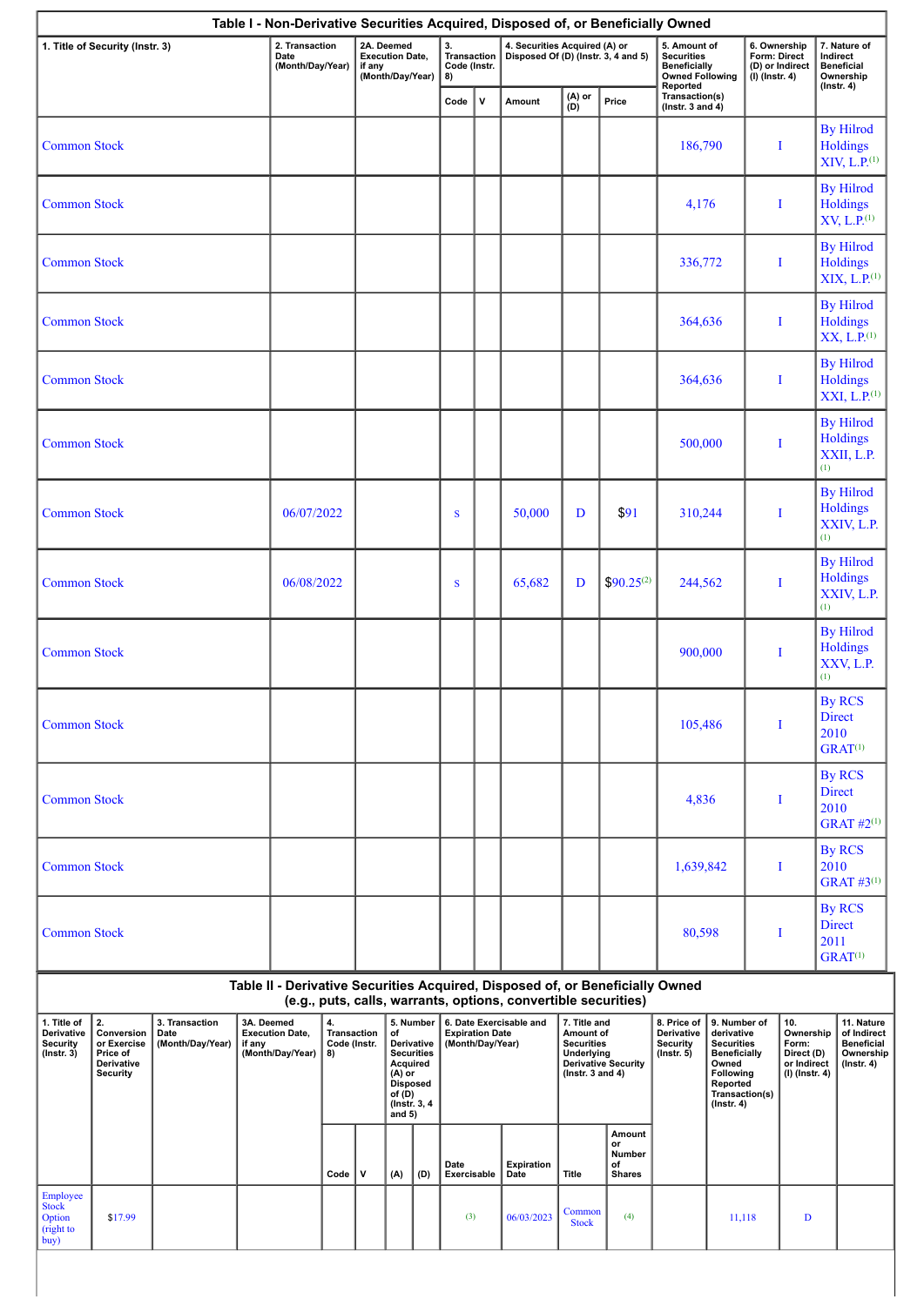**Table I - Non-Derivative Securities Acquired, Disposed of, or Beneficially Owned**

| 1. Title of Security (Instr. 3) | 2. Transaction Date (Month/Day/Year) | 2A. Deemed Execution Date, if any (Month/Day/Year) | 3. Transaction Code (Instr. 8) | | 4. Securities Acquired (A) or Disposed Of (D) (Instr. 3, 4 and 5) | | | 5. Amount of Securities Beneficially Owned Following Reported Transaction(s) (Instr. 3 and 4) | 6. Ownership Form: Direct (D) or Indirect (I) (Instr. 4) | 7. Nature of Indirect Beneficial Ownership (Instr. 4) |
|---|---|---|---|---|---|---|---|---|---|---|
| | | | Code | V | Amount | (A) or (D) | Price | | | |
| Common Stock | | | | | | | | 186,790 | I | By Hilrod Holdings XIV, L.P.[(1)] |
| Common Stock | | | | | | | | 4,176 | I | By Hilrod Holdings XV, L.P.[(1)] |
| Common Stock | | | | | | | | 336,772 | I | By Hilrod Holdings XIX, L.P.[(1)] |
| Common Stock | | | | | | | | 364,636 | I | By Hilrod Holdings XX, L.P.[(1)] |
| Common Stock | | | | | | | | 364,636 | I | By Hilrod Holdings XXI, L.P.[(1)] |
| Common Stock | | | | | | | | 500,000 | I | By Hilrod Holdings XXII, L.P.[(1)] |
| Common Stock | 06/07/2022 | | S | | 50,000 | D | $91 | 310,244 | I | By Hilrod Holdings XXIV, L.P.[(1)] |
| Common Stock | 06/08/2022 | | S | | 65,682 | D | $90.25[(2)] | 244,562 | I | By Hilrod Holdings XXIV, L.P.[(1)] |
| Common Stock | | | | | | | | 900,000 | I | By Hilrod Holdings XXV, L.P.[(1)] |
| Common Stock | | | | | | | | 105,486 | I | By RCS Direct 2010 GRAT[(1)] |
| Common Stock | | | | | | | | 4,836 | I | By RCS Direct 2010 GRAT #2[(1)] |
| Common Stock | | | | | | | | 1,639,842 | I | By RCS 2010 GRAT #3[(1)] |
| Common Stock | | | | | | | | 80,598 | I | By RCS Direct 2011 GRAT[(1)] |

**Table II - Derivative Securities Acquired, Disposed of, or Beneficially Owned (e.g., puts, calls, warrants, options, convertible securities)**

| 1. Title of Derivative Security (Instr. 3) | 2. Conversion or Exercise Price of Derivative Security | 3. Transaction Date (Month/Day/Year) | 3A. Deemed Execution Date, if any (Month/Day/Year) | 4. Transaction Code (Instr. 8) | | 5. Number of Derivative Securities Acquired (A) or Disposed of (D) (Instr. 3, 4 and 5) | | 6. Date Exercisable and Expiration Date (Month/Day/Year) | | 7. Title and Amount of Securities Underlying Derivative Security (Instr. 3 and 4) | | 8. Price of Derivative Security (Instr. 5) | 9. Number of derivative Securities Beneficially Owned Following Reported Transaction(s) (Instr. 4) | 10. Ownership Form: Direct (D) or Indirect (I) (Instr. 4) | 11. Nature of Indirect Beneficial Ownership (Instr. 4) |
|---|---|---|---|---|---|---|---|---|---|---|---|---|---|---|---|
| | | | | Code | V | (A) | (D) | Date Exercisable | Expiration Date | Title | Amount or Number of Shares | | | | |
| Employee Stock Option (right to buy) | $17.99 | | | | | | | (3) | 06/03/2023 | Common Stock | (4) | | 11,118 | D | |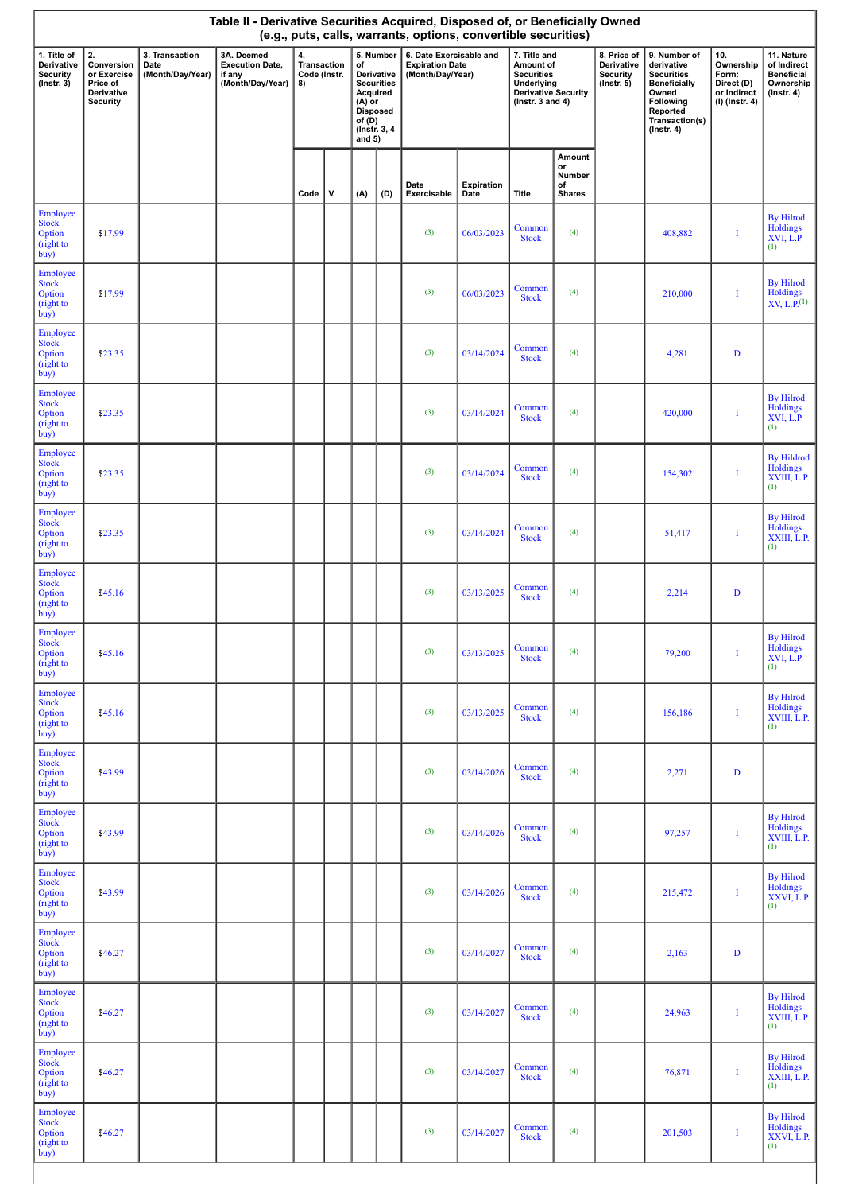| Table II - Derivative Securities Acquired, Disposed of, or Beneficially Owned (e.g., puts, calls, warrants, options, convertible securities) | | | | | | | | | | | | | | | |
|---|---|---|---|---|---|---|---|---|---|---|---|---|---|---|---|
| 1. Title of Derivative Security (Instr. 3) | 2. Conversion or Exercise Price of Derivative Security | 3. Transaction Date (Month/Day/Year) | 3A. Deemed Execution Date, if any (Month/Day/Year) | 4. Transaction Code (Instr. 8) | | 5. Number of Derivative Securities Acquired (A) or Disposed of (D) (Instr. 3, 4 and 5) | | 6. Date Exercisable and Expiration Date (Month/Day/Year) | | 7. Title and Amount of Securities Underlying Derivative Security (Instr. 3 and 4) | | 8. Price of Derivative Security (Instr. 5) | 9. Number of derivative Securities Beneficially Owned Following Reported Transaction(s) (Instr. 4) | 10. Ownership Form: Direct (D) or Indirect (I) (Instr. 4) | 11. Nature of Indirect Beneficial Ownership (Instr. 4) |
| | | | | Code | V | (A) | (D) | Date Exercisable | Expiration Date | Title | Amount or Number of Shares | | | | |
| Employee Stock Option (right to buy) | $17.99 | | | | | | | (3) | 06/03/2023 | Common Stock | (4) | | 408,882 | I | By Hilrod Holdings XVI, L.P. (1) |
| Employee Stock Option (right to buy) | $17.99 | | | | | | | (3) | 06/03/2023 | Common Stock | (4) | | 210,000 | I | By Hilrod Holdings XV, L.P.(1) |
| Employee Stock Option (right to buy) | $23.35 | | | | | | | (3) | 03/14/2024 | Common Stock | (4) | | 4,281 | D | |
| Employee Stock Option (right to buy) | $23.35 | | | | | | | (3) | 03/14/2024 | Common Stock | (4) | | 420,000 | I | By Hilrod Holdings XVI, L.P. (1) |
| Employee Stock Option (right to buy) | $23.35 | | | | | | | (3) | 03/14/2024 | Common Stock | (4) | | 154,302 | I | By Hildrod Holdings XVIII, L.P. (1) |
| Employee Stock Option (right to buy) | $23.35 | | | | | | | (3) | 03/14/2024 | Common Stock | (4) | | 51,417 | I | By Hilrod Holdings XXIII, L.P. (1) |
| Employee Stock Option (right to buy) | $45.16 | | | | | | | (3) | 03/13/2025 | Common Stock | (4) | | 2,214 | D | |
| Employee Stock Option (right to buy) | $45.16 | | | | | | | (3) | 03/13/2025 | Common Stock | (4) | | 79,200 | I | By Hilrod Holdings XVI, L.P. (1) |
| Employee Stock Option (right to buy) | $45.16 | | | | | | | (3) | 03/13/2025 | Common Stock | (4) | | 156,186 | I | By Hilrod Holdings XVIII, L.P. (1) |
| Employee Stock Option (right to buy) | $43.99 | | | | | | | (3) | 03/14/2026 | Common Stock | (4) | | 2,271 | D | |
| Employee Stock Option (right to buy) | $43.99 | | | | | | | (3) | 03/14/2026 | Common Stock | (4) | | 97,257 | I | By Hilrod Holdings XVIII, L.P. (1) |
| Employee Stock Option (right to buy) | $43.99 | | | | | | | (3) | 03/14/2026 | Common Stock | (4) | | 215,472 | I | By Hilrod Holdings XXVI, L.P. (1) |
| Employee Stock Option (right to buy) | $46.27 | | | | | | | (3) | 03/14/2027 | Common Stock | (4) | | 2,163 | D | |
| Employee Stock Option (right to buy) | $46.27 | | | | | | | (3) | 03/14/2027 | Common Stock | (4) | | 24,963 | I | By Hilrod Holdings XVIII, L.P. (1) |
| Employee Stock Option (right to buy) | $46.27 | | | | | | | (3) | 03/14/2027 | Common Stock | (4) | | 76,871 | I | By Hilrod Holdings XXIII, L.P. (1) |
| Employee Stock Option (right to buy) | $46.27 | | | | | | | (3) | 03/14/2027 | Common Stock | (4) | | 201,503 | I | By Hilrod Holdings XXVI, L.P. (1) |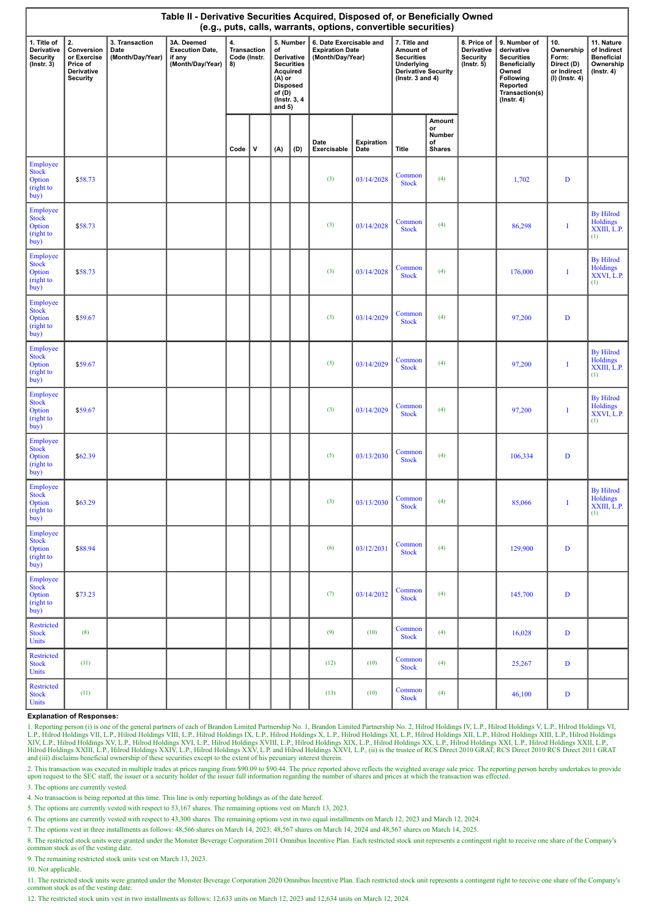## Table II - Derivative Securities Acquired, Disposed of, or Beneficially Owned (e.g., puts, calls, warrants, options, convertible securities)

| 1. Title of Derivative Security (Instr. 3) | 2. Conversion or Exercise Price of Derivative Security | 3. Transaction Date (Month/Day/Year) | 3A. Deemed Execution Date, if any (Month/Day/Year) | 4. Transaction Code (Instr. 8) | | 5. Number of Derivative Securities Acquired (A) or Disposed of (D) (Instr. 3, 4 and 5) | | 6. Date Exercisable and Expiration Date (Month/Day/Year) | | 7. Title and Amount of Securities Underlying Derivative Security (Instr. 3 and 4) | | 8. Price of Derivative Security (Instr. 5) | 9. Number of derivative Securities Beneficially Owned Following Reported Transaction(s) (Instr. 4) | 10. Ownership Form: Direct (D) or Indirect (I) (Instr. 4) | 11. Nature of Indirect Beneficial Ownership (Instr. 4) |
|---|---|---|---|---|---|---|---|---|---|---|---|---|---|---|---|
| | | | | Code | V | (A) | (D) | Date Exercisable | Expiration Date | Title | Amount or Number of Shares | | | | |
| Employee Stock Option (right to buy) | $58.73 | | | | | | | (3) | 03/14/2028 | Common Stock | (4) | | 1,702 | D | |
| Employee Stock Option (right to buy) | $58.73 | | | | | | | (3) | 03/14/2028 | Common Stock | (4) | | 86,298 | I | By Hilrod Holdings XXIII, L.P. (1) |
| Employee Stock Option (right to buy) | $58.73 | | | | | | | (3) | 03/14/2028 | Common Stock | (4) | | 176,000 | I | By Hilrod Holdings XXVI, L.P. (1) |
| Employee Stock Option (right to buy) | $59.67 | | | | | | | (3) | 03/14/2029 | Common Stock | (4) | | 97,200 | D | |
| Employee Stock Option (right to buy) | $59.67 | | | | | | | (3) | 03/14/2029 | Common Stock | (4) | | 97,200 | I | By Hilrod Holdings XXIII, L.P. (1) |
| Employee Stock Option (right to buy) | $59.67 | | | | | | | (3) | 03/14/2029 | Common Stock | (4) | | 97,200 | I | By Hilrod Holdings XXVI, L.P. (1) |
| Employee Stock Option (right to buy) | $62.39 | | | | | | | (5) | 03/13/2030 | Common Stock | (4) | | 106,334 | D | |
| Employee Stock Option (right to buy) | $63.29 | | | | | | | (3) | 03/13/2030 | Common Stock | (4) | | 85,066 | I | By Hilrod Holdings XXIII, L.P. (1) |
| Employee Stock Option (right to buy) | $88.94 | | | | | | | (6) | 03/12/2031 | Common Stock | (4) | | 129,900 | D | |
| Employee Stock Option (right to buy) | $73.23 | | | | | | | (7) | 03/14/2032 | Common Stock | (4) | | 145,700 | D | |
| Restricted Stock Units | (8) | | | | | | | (9) | (10) | Common Stock | (4) | | 16,028 | D | |
| Restricted Stock Units | (11) | | | | | | | (12) | (10) | Common Stock | (4) | | 25,267 | D | |
| Restricted Stock Units | (11) | | | | | | | (13) | (10) | Common Stock | (4) | | 46,100 | D | |

**Explanation of Responses:**

1. Reporting person (i) is one of the general partners of each of Brandon Limited Partnership No. 1, Brandon Limited Partnership No. 2, Hilrod Holdings IV, L.P., Hilrod Holdings V, L.P., Hilrod Holdings VI, L.P., Hilrod Holdings VII, L.P., Hilrod Holdings VIII, L.P., Hilrod Holdings IX, L.P., Hilrod Holdings X, L.P., Hilrod Holdings XI, L.P., Hilrod Holdings XII, L.P., Hilrod Holdings XIII, L.P., Hilrod Holdings XIV, L.P., Hilrod Holdings XV, L.P., Hilrod Holdings XVI, L.P., Hilrod Holdings XVIII, L.P., Hilrod Holdings XIX, L.P., Hilrod Holdings XX, L.P., Hilrod Holdings XXI, L.P., Hilrod Holdings XXII, L.P., Hilrod Holdings XXIII, L.P., Hilrod Holdings XXIV, L.P., Hilrod Holdings XXV, L.P. and Hilrod Holdings XXVI, L.P., (ii) is the trustee of RCS Direct 2010 GRAT, RCS Direct 2010 RCS Direct 2011 GRAT and (iii) disclaims beneficial ownership of these securities except to the extent of his pecuniary interest therein.

2. This transaction was executed in multiple trades at prices ranging from $90.09 to $90.44. The price reported above reflects the weighted average sale price. The reporting person hereby undertakes to provide upon request to the SEC staff, the issuer or a security holder of the issuer full information regarding the number of shares and prices at which the transaction was effected.

3. The options are currently vested.

4. No transaction is being reported at this time. This line is only reporting holdings as of the date hereof.

5. The options are currently vested with respect to 53,167 shares. The remaining options vest on March 13, 2023.

6. The options are currently vested with respect to 43,300 shares. The remaining options vest in two equal installments on March 12, 2023 and March 12, 2024.

7. The options vest in three installments as follows: 48,566 shares on March 14, 2023; 48,567 shares on March 14, 2024 and 48,567 shares on March 14, 2025.

8. The restricted stock units were granted under the Monster Beverage Corporation 2011 Omnibus Incentive Plan. Each restricted stock unit represents a contingent right to receive one share of the Company's common stock as of the vesting date.

9. The remaining restricted stock units vest on March 13, 2023.

10. Not applicable.

11. The restricted stock units were granted under the Monster Beverage Corporation 2020 Omnibus Incentive Plan. Each restricted stock unit represents a contingent right to receive one share of the Company's common stock as of the vesting date.

12. The restricted stock units vest in two installments as follows: 12,633 units on March 12, 2023 and 12,634 units on March 12, 2024.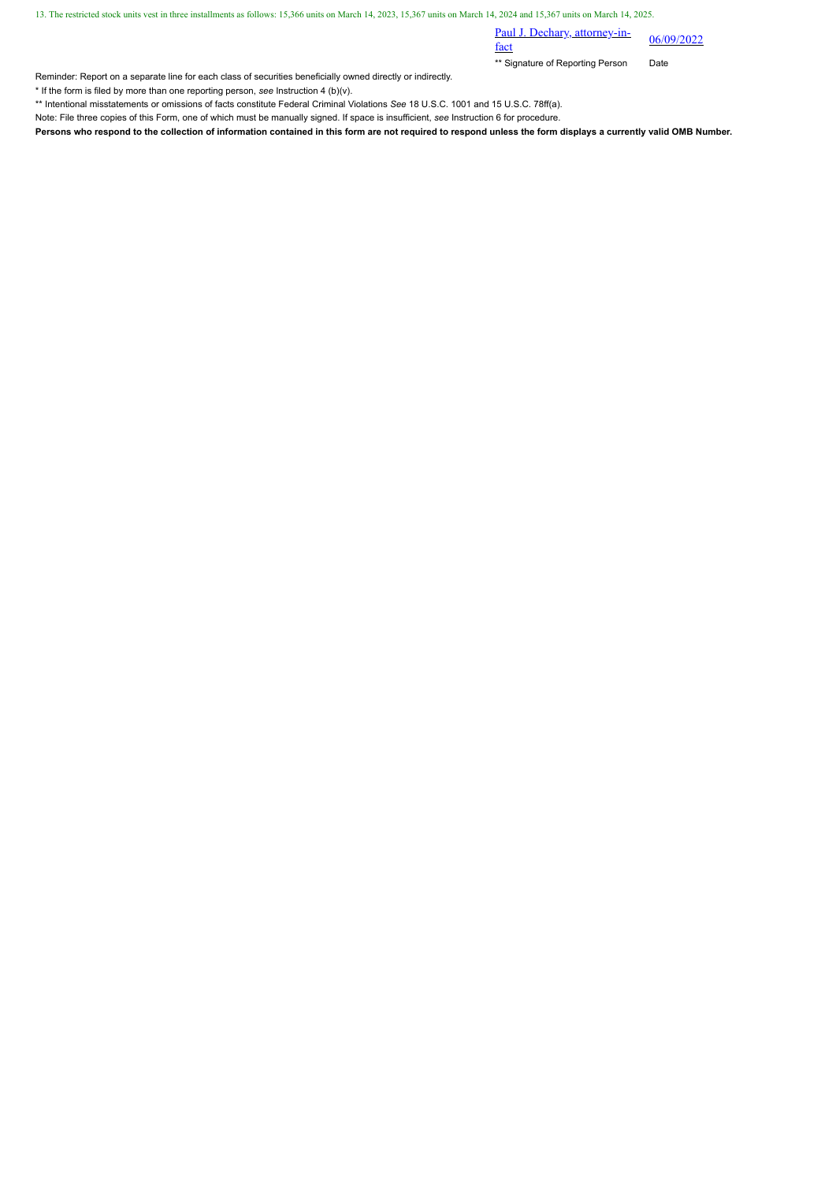13. The restricted stock units vest in three installments as follows: 15,366 units on March 14, 2023, 15,367 units on March 14, 2024 and 15,367 units on March 14, 2025.

| | |
|---|---|
| Paul J. Dechary, attorney-in-fact | 06/09/2022 |
| ** Signature of Reporting Person | Date |

Reminder: Report on a separate line for each class of securities beneficially owned directly or indirectly.

* If the form is filed by more than one reporting person, *see* Instruction 4 (b)(v).

** Intentional misstatements or omissions of facts constitute Federal Criminal Violations *See* 18 U.S.C. 1001 and 15 U.S.C. 78ff(a).

Note: File three copies of this Form, one of which must be manually signed. If space is insufficient, *see* Instruction 6 for procedure.

**Persons who respond to the collection of information contained in this form are not required to respond unless the form displays a currently valid OMB Number.**